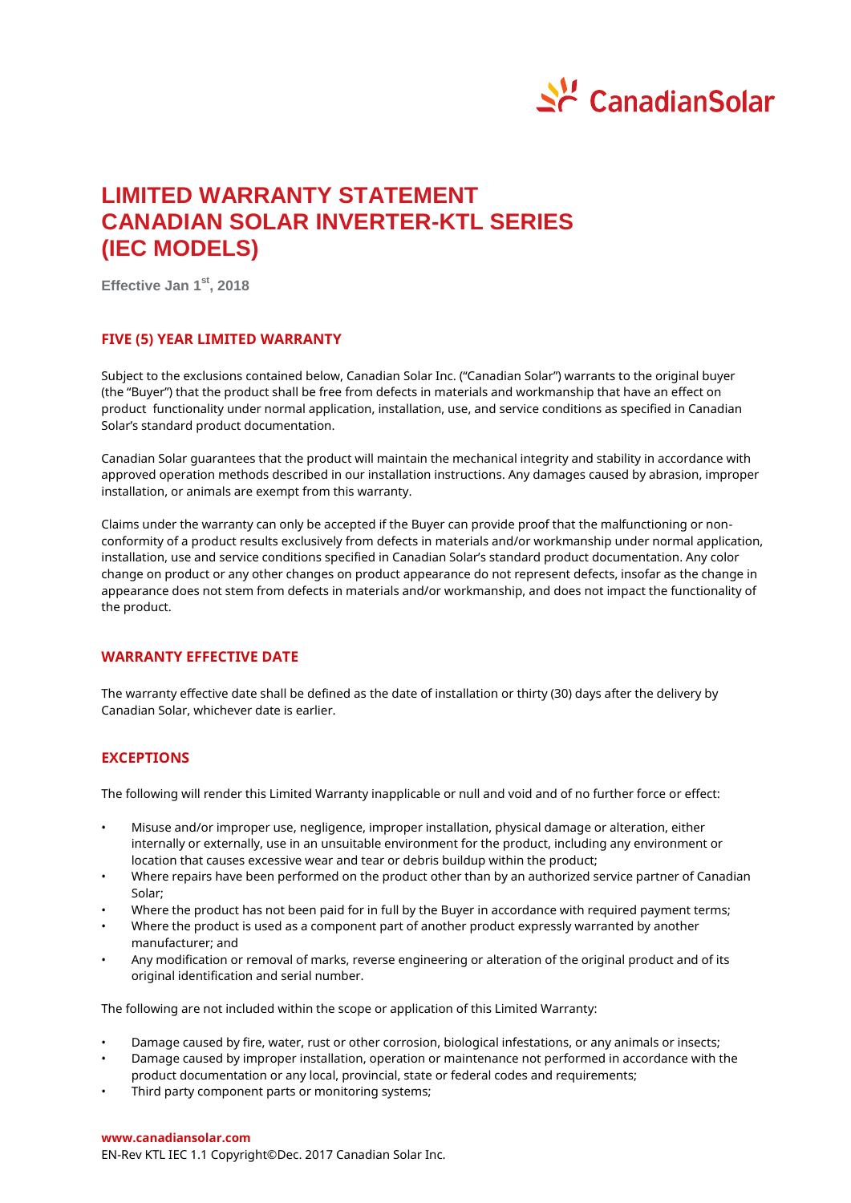# LIMITED WARRANTY STATEMENT CANADIAN SOLAR INVERTER-KTL SERIES (IEC MODELS)

**Effective Jan 1st, 2018**

## FIVE (5) YEAR LIMITED WARRANTY

Subject to the exclusions contained below, Canadian Solar Inc. ("Canadian Solar") warrants to the original buyer (the "Buyer") that the product shall be free from defects in materials and workmanship that have an effect on product functionality under normal application, installation, use, and service conditions as specified in Canadian Solar's standard product documentation.

Canadian Solar guarantees that the product will maintain the mechanical integrity and stability in accordance with approved operation methods described in our installation instructions. Any damages caused by abrasion, improper installation, or animals are exempt from this warranty.

Claims under the warranty can only be accepted if the Buyer can provide proof that the malfunctioning or non-conformity of a product results exclusively from defects in materials and/or workmanship under normal application, installation, use and service conditions specified in Canadian Solar's standard product documentation. Any color change on product or any other changes on product appearance do not represent defects, insofar as the change in appearance does not stem from defects in materials and/or workmanship, and does not impact the functionality of the product.

## WARRANTY EFFECTIVE DATE

The warranty effective date shall be defined as the date of installation or thirty (30) days after the delivery by Canadian Solar, whichever date is earlier.

## EXCEPTIONS

The following will render this Limited Warranty inapplicable or null and void and of no further force or effect:

- Misuse and/or improper use, negligence, improper installation, physical damage or alteration, either internally or externally, use in an unsuitable environment for the product, including any environment or location that causes excessive wear and tear or debris buildup within the product;
- Where repairs have been performed on the product other than by an authorized service partner of Canadian Solar;
- Where the product has not been paid for in full by the Buyer in accordance with required payment terms;
- Where the product is used as a component part of another product expressly warranted by another manufacturer; and
- Any modification or removal of marks, reverse engineering or alteration of the original product and of its original identification and serial number.

The following are not included within the scope or application of this Limited Warranty:

- Damage caused by fire, water, rust or other corrosion, biological infestations, or any animals or insects;
- Damage caused by improper installation, operation or maintenance not performed in accordance with the product documentation or any local, provincial, state or federal codes and requirements;
- Third party component parts or monitoring systems;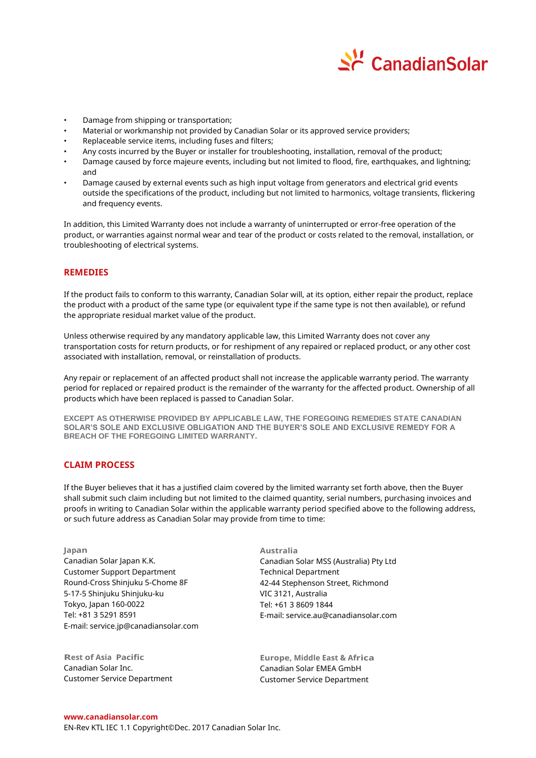- Damage from shipping or transportation;
- Material or workmanship not provided by Canadian Solar or its approved service providers;
- Replaceable service items, including fuses and filters;
- Any costs incurred by the Buyer or installer for troubleshooting, installation, removal of the product;
- Damage caused by force majeure events, including but not limited to flood, fire, earthquakes, and lightning; and
- Damage caused by external events such as high input voltage from generators and electrical grid events outside the specifications of the product, including but not limited to harmonics, voltage transients, flickering and frequency events.

In addition, this Limited Warranty does not include a warranty of uninterrupted or error-free operation of the product, or warranties against normal wear and tear of the product or costs related to the removal, installation, or troubleshooting of electrical systems.

## REMEDIES

If the product fails to conform to this warranty, Canadian Solar will, at its option, either repair the product, replace the product with a product of the same type (or equivalent type if the same type is not then available), or refund the appropriate residual market value of the product.

Unless otherwise required by any mandatory applicable law, this Limited Warranty does not cover any transportation costs for return products, or for reshipment of any repaired or replaced product, or any other cost associated with installation, removal, or reinstallation of products.

Any repair or replacement of an affected product shall not increase the applicable warranty period. The warranty period for replaced or repaired product is the remainder of the warranty for the affected product. Ownership of all products which have been replaced is passed to Canadian Solar.

**EXCEPT AS OTHERWISE PROVIDED BY APPLICABLE LAW, THE FOREGOING REMEDIES STATE CANADIAN SOLAR'S SOLE AND EXCLUSIVE OBLIGATION AND THE BUYER'S SOLE AND EXCLUSIVE REMEDY FOR A BREACH OF THE FOREGOING LIMITED WARRANTY.**

## CLAIM PROCESS

If the Buyer believes that it has a justified claim covered by the limited warranty set forth above, then the Buyer shall submit such claim including but not limited to the claimed quantity, serial numbers, purchasing invoices and proofs in writing to Canadian Solar within the applicable warranty period specified above to the following address, or such future address as Canadian Solar may provide from time to time:

**Japan**
Canadian Solar Japan K.K.
Customer Support Department
Round-Cross Shinjuku 5-Chome 8F
5-17-5 Shinjuku Shinjuku-ku
Tokyo, Japan 160-0022
Tel: +81 3 5291 8591
E-mail: service.jp@canadiansolar.com

**Australia**
Canadian Solar MSS (Australia) Pty Ltd
Technical Department
42-44 Stephenson Street, Richmond
VIC 3121, Australia
Tel: +61 3 8609 1844
E-mail: service.au@canadiansolar.com

**Rest of Asia Pacific**
Canadian Solar Inc.
Customer Service Department

**Europe, Middle East & Africa**
Canadian Solar EMEA GmbH
Customer Service Department

**www.canadiansolar.com**
EN-Rev KTL IEC 1.1 Copyright©Dec. 2017 Canadian Solar Inc.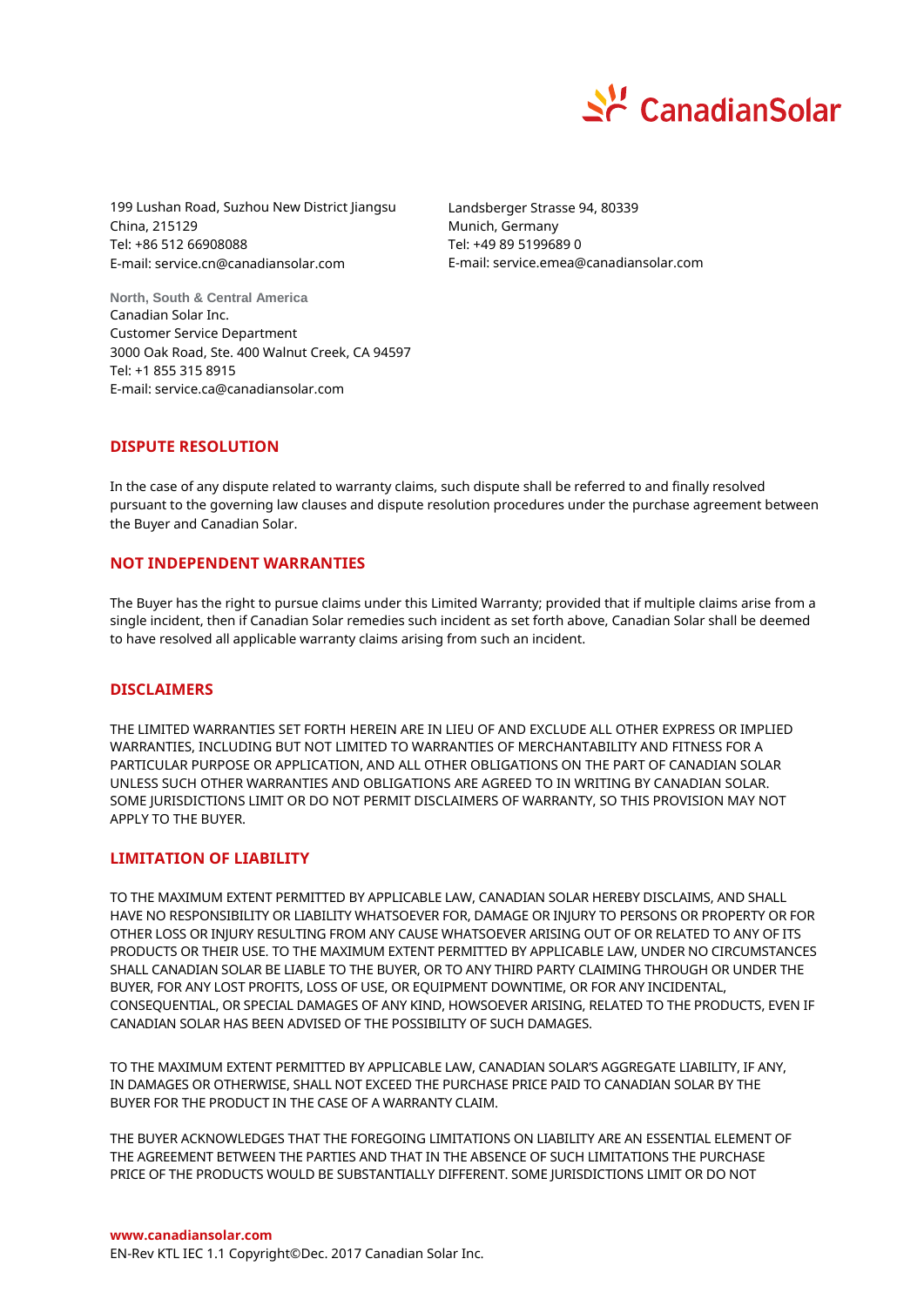199 Lushan Road, Suzhou New District Jiangsu
China, 215129
Tel: +86 512 66908088
E-mail: service.cn@canadiansolar.com

Landsberger Strasse 94, 80339
Munich, Germany
Tel: +49 89 5199689 0
E-mail: service.emea@canadiansolar.com

**North, South & Central America**
Canadian Solar Inc.
Customer Service Department
3000 Oak Road, Ste. 400 Walnut Creek, CA 94597
Tel: +1 855 315 8915
E-mail: service.ca@canadiansolar.com

## DISPUTE RESOLUTION

In the case of any dispute related to warranty claims, such dispute shall be referred to and finally resolved pursuant to the governing law clauses and dispute resolution procedures under the purchase agreement between the Buyer and Canadian Solar.

## NOT INDEPENDENT WARRANTIES

The Buyer has the right to pursue claims under this Limited Warranty; provided that if multiple claims arise from a single incident, then if Canadian Solar remedies such incident as set forth above, Canadian Solar shall be deemed to have resolved all applicable warranty claims arising from such an incident.

## DISCLAIMERS

THE LIMITED WARRANTIES SET FORTH HEREIN ARE IN LIEU OF AND EXCLUDE ALL OTHER EXPRESS OR IMPLIED WARRANTIES, INCLUDING BUT NOT LIMITED TO WARRANTIES OF MERCHANTABILITY AND FITNESS FOR A PARTICULAR PURPOSE OR APPLICATION, AND ALL OTHER OBLIGATIONS ON THE PART OF CANADIAN SOLAR UNLESS SUCH OTHER WARRANTIES AND OBLIGATIONS ARE AGREED TO IN WRITING BY CANADIAN SOLAR. SOME JURISDICTIONS LIMIT OR DO NOT PERMIT DISCLAIMERS OF WARRANTY, SO THIS PROVISION MAY NOT APPLY TO THE BUYER.

## LIMITATION OF LIABILITY

TO THE MAXIMUM EXTENT PERMITTED BY APPLICABLE LAW, CANADIAN SOLAR HEREBY DISCLAIMS, AND SHALL HAVE NO RESPONSIBILITY OR LIABILITY WHATSOEVER FOR, DAMAGE OR INJURY TO PERSONS OR PROPERTY OR FOR OTHER LOSS OR INJURY RESULTING FROM ANY CAUSE WHATSOEVER ARISING OUT OF OR RELATED TO ANY OF ITS PRODUCTS OR THEIR USE. TO THE MAXIMUM EXTENT PERMITTED BY APPLICABLE LAW, UNDER NO CIRCUMSTANCES SHALL CANADIAN SOLAR BE LIABLE TO THE BUYER, OR TO ANY THIRD PARTY CLAIMING THROUGH OR UNDER THE BUYER, FOR ANY LOST PROFITS, LOSS OF USE, OR EQUIPMENT DOWNTIME, OR FOR ANY INCIDENTAL, CONSEQUENTIAL, OR SPECIAL DAMAGES OF ANY KIND, HOWSOEVER ARISING, RELATED TO THE PRODUCTS, EVEN IF CANADIAN SOLAR HAS BEEN ADVISED OF THE POSSIBILITY OF SUCH DAMAGES.

TO THE MAXIMUM EXTENT PERMITTED BY APPLICABLE LAW, CANADIAN SOLAR'S AGGREGATE LIABILITY, IF ANY, IN DAMAGES OR OTHERWISE, SHALL NOT EXCEED THE PURCHASE PRICE PAID TO CANADIAN SOLAR BY THE BUYER FOR THE PRODUCT IN THE CASE OF A WARRANTY CLAIM.

THE BUYER ACKNOWLEDGES THAT THE FOREGOING LIMITATIONS ON LIABILITY ARE AN ESSENTIAL ELEMENT OF THE AGREEMENT BETWEEN THE PARTIES AND THAT IN THE ABSENCE OF SUCH LIMITATIONS THE PURCHASE PRICE OF THE PRODUCTS WOULD BE SUBSTANTIALLY DIFFERENT. SOME JURISDICTIONS LIMIT OR DO NOT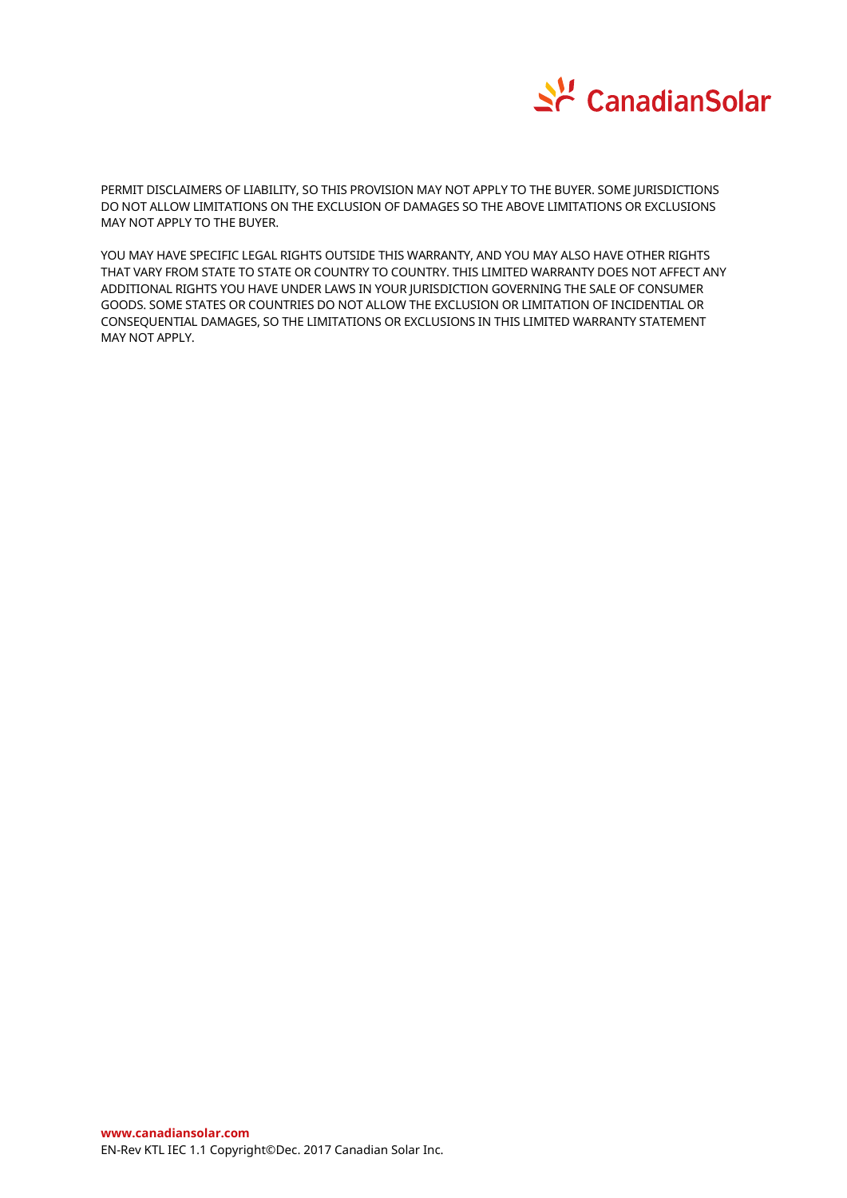PERMIT DISCLAIMERS OF LIABILITY, SO THIS PROVISION MAY NOT APPLY TO THE BUYER. SOME JURISDICTIONS DO NOT ALLOW LIMITATIONS ON THE EXCLUSION OF DAMAGES SO THE ABOVE LIMITATIONS OR EXCLUSIONS MAY NOT APPLY TO THE BUYER.

YOU MAY HAVE SPECIFIC LEGAL RIGHTS OUTSIDE THIS WARRANTY, AND YOU MAY ALSO HAVE OTHER RIGHTS THAT VARY FROM STATE TO STATE OR COUNTRY TO COUNTRY. THIS LIMITED WARRANTY DOES NOT AFFECT ANY ADDITIONAL RIGHTS YOU HAVE UNDER LAWS IN YOUR JURISDICTION GOVERNING THE SALE OF CONSUMER GOODS. SOME STATES OR COUNTRIES DO NOT ALLOW THE EXCLUSION OR LIMITATION OF INCIDENTIAL OR CONSEQUENTIAL DAMAGES, SO THE LIMITATIONS OR EXCLUSIONS IN THIS LIMITED WARRANTY STATEMENT MAY NOT APPLY.